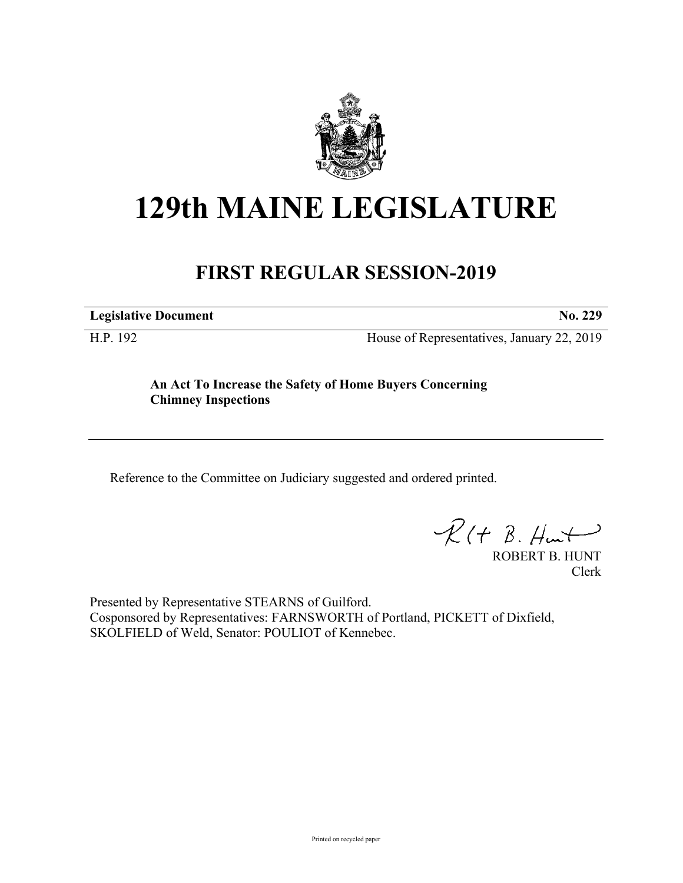# 129th MAINE LEGISLATURE

## FIRST REGULAR SESSION-2019

**Legislative Document** **No. 229**

H.P. 192 House of Representatives, January 22, 2019

**An Act To Increase the Safety of Home Buyers Concerning Chimney Inspections**

---

Reference to the Committee on Judiciary suggested and ordered printed.

ROBERT B. HUNT
Clerk

Presented by Representative STEARNS of Guilford.
Cosponsored by Representatives: FARNSWORTH of Portland, PICKETT of Dixfield, SKOLFIELD of Weld, Senator: POULIOT of Kennebec.

Printed on recycled paper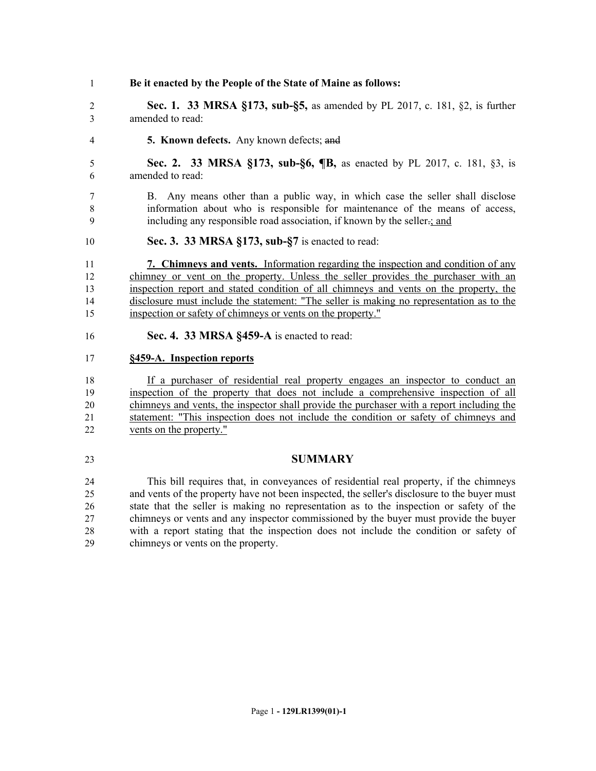**Be it enacted by the People of the State of Maine as follows:**

**Sec. 1. 33 MRSA §173, sub-§5,** as amended by PL 2017, c. 181, §2, is further amended to read:

**5. Known defects.** Any known defects; ~~and~~

**Sec. 2. 33 MRSA §173, sub-§6, ¶B,** as enacted by PL 2017, c. 181, §3, is amended to read:

B. Any means other than a public way, in which case the seller shall disclose information about who is responsible for maintenance of the means of access, including any responsible road association, if known by the seller~~.~~<u>; and</u>

**Sec. 3. 33 MRSA §173, sub-§7** is enacted to read:

<u>**7. Chimneys and vents.** Information regarding the inspection and condition of any chimney or vent on the property. Unless the seller provides the purchaser with an inspection report and stated condition of all chimneys and vents on the property, the disclosure must include the statement: "The seller is making no representation as to the inspection or safety of chimneys or vents on the property."</u>

**Sec. 4. 33 MRSA §459-A** is enacted to read:

<u>**§459-A. Inspection reports**</u>

<u>If a purchaser of residential real property engages an inspector to conduct an inspection of the property that does not include a comprehensive inspection of all chimneys and vents, the inspector shall provide the purchaser with a report including the statement: "This inspection does not include the condition or safety of chimneys and vents on the property."</u>

## SUMMARY

This bill requires that, in conveyances of residential real property, if the chimneys and vents of the property have not been inspected, the seller's disclosure to the buyer must state that the seller is making no representation as to the inspection or safety of the chimneys or vents and any inspector commissioned by the buyer must provide the buyer with a report stating that the inspection does not include the condition or safety of chimneys or vents on the property.